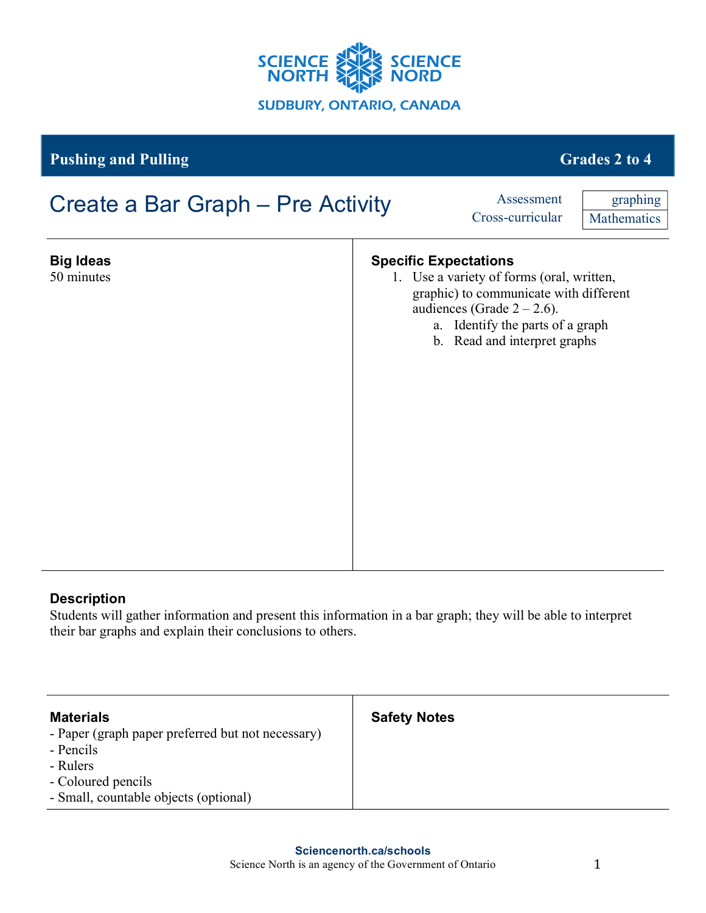**Pushing and Pulling** — **Grades 2 to 4**

# Create a Bar Graph – Pre Activity

| | |
|---|---|
| Assessment | graphing |
| Cross-curricular | Mathematics |

### Big Ideas

50 minutes

### Specific Expectations

1. Use a variety of forms (oral, written, graphic) to communicate with different audiences (Grade 2 – 2.6).
   a. Identify the parts of a graph
   b. Read and interpret graphs

### Description

Students will gather information and present this information in a bar graph; they will be able to interpret their bar graphs and explain their conclusions to others.

### Materials

- Paper (graph paper preferred but not necessary)
- Pencils
- Rulers
- Coloured pencils
- Small, countable objects (optional)

### Safety Notes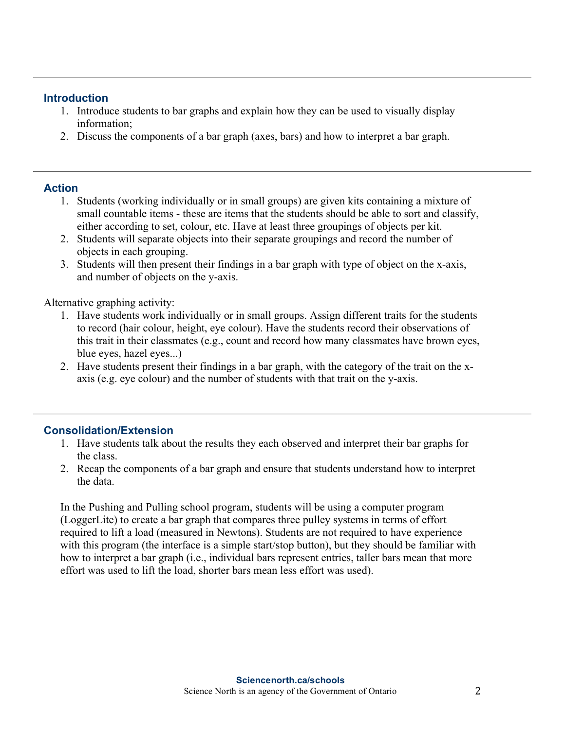## Introduction

1. Introduce students to bar graphs and explain how they can be used to visually display information;
2. Discuss the components of a bar graph (axes, bars) and how to interpret a bar graph.

## Action

1. Students (working individually or in small groups) are given kits containing a mixture of small countable items - these are items that the students should be able to sort and classify, either according to set, colour, etc. Have at least three groupings of objects per kit.
2. Students will separate objects into their separate groupings and record the number of objects in each grouping.
3. Students will then present their findings in a bar graph with type of object on the x-axis, and number of objects on the y-axis.

Alternative graphing activity:

1. Have students work individually or in small groups. Assign different traits for the students to record (hair colour, height, eye colour). Have the students record their observations of this trait in their classmates (e.g., count and record how many classmates have brown eyes, blue eyes, hazel eyes...)
2. Have students present their findings in a bar graph, with the category of the trait on the x-axis (e.g. eye colour) and the number of students with that trait on the y-axis.

## Consolidation/Extension

1. Have students talk about the results they each observed and interpret their bar graphs for the class.
2. Recap the components of a bar graph and ensure that students understand how to interpret the data.

In the Pushing and Pulling school program, students will be using a computer program (LoggerLite) to create a bar graph that compares three pulley systems in terms of effort required to lift a load (measured in Newtons). Students are not required to have experience with this program (the interface is a simple start/stop button), but they should be familiar with how to interpret a bar graph (i.e., individual bars represent entries, taller bars mean that more effort was used to lift the load, shorter bars mean less effort was used).

**Sciencenorth.ca/schools**

Science North is an agency of the Government of Ontario